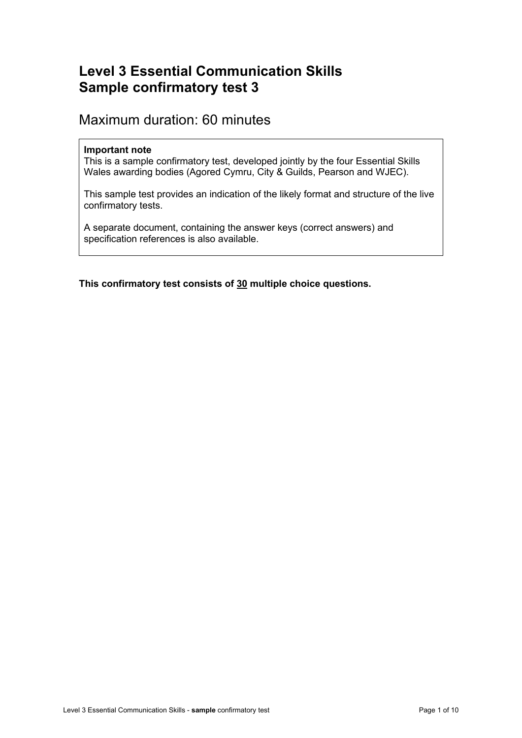# Level 3 Essential Communication Skills
# Sample confirmatory test 3

## Maximum duration: 60 minutes

> **Important note**
> This is a sample confirmatory test, developed jointly by the four Essential Skills Wales awarding bodies (Agored Cymru, City & Guilds, Pearson and WJEC).
>
> This sample test provides an indication of the likely format and structure of the live confirmatory tests.
>
> A separate document, containing the answer keys (correct answers) and specification references is also available.

**This confirmatory test consists of <u>30</u> multiple choice questions.**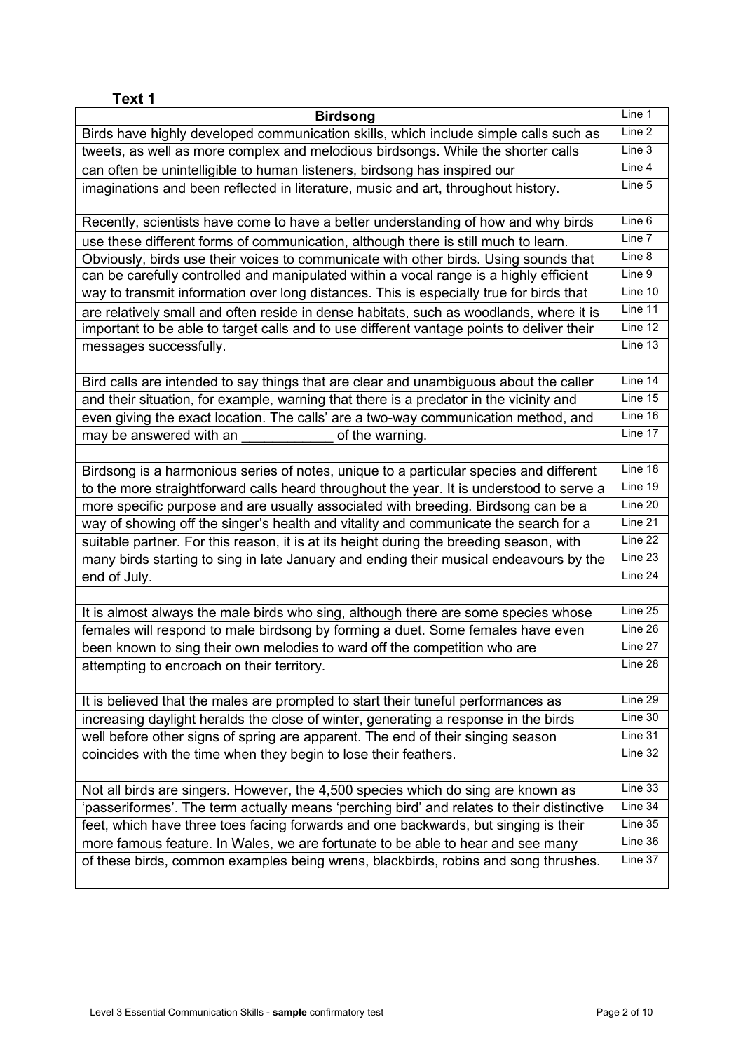**Text 1**

| **Birdsong** | Line 1 |
|---|---|
| Birds have highly developed communication skills, which include simple calls such as | Line 2 |
| tweets, as well as more complex and melodious birdsongs. While the shorter calls | Line 3 |
| can often be unintelligible to human listeners, birdsong has inspired our | Line 4 |
| imaginations and been reflected in literature, music and art, throughout history. | Line 5 |
| | |
| Recently, scientists have come to have a better understanding of how and why birds | Line 6 |
| use these different forms of communication, although there is still much to learn. | Line 7 |
| Obviously, birds use their voices to communicate with other birds. Using sounds that | Line 8 |
| can be carefully controlled and manipulated within a vocal range is a highly efficient | Line 9 |
| way to transmit information over long distances. This is especially true for birds that | Line 10 |
| are relatively small and often reside in dense habitats, such as woodlands, where it is | Line 11 |
| important to be able to target calls and to use different vantage points to deliver their | Line 12 |
| messages successfully. | Line 13 |
| | |
| Bird calls are intended to say things that are clear and unambiguous about the caller | Line 14 |
| and their situation, for example, warning that there is a predator in the vicinity and | Line 15 |
| even giving the exact location. The calls' are a two-way communication method, and | Line 16 |
| may be answered with an ____________ of the warning. | Line 17 |
| | |
| Birdsong is a harmonious series of notes, unique to a particular species and different | Line 18 |
| to the more straightforward calls heard throughout the year. It is understood to serve a | Line 19 |
| more specific purpose and are usually associated with breeding. Birdsong can be a | Line 20 |
| way of showing off the singer's health and vitality and communicate the search for a | Line 21 |
| suitable partner. For this reason, it is at its height during the breeding season, with | Line 22 |
| many birds starting to sing in late January and ending their musical endeavours by the | Line 23 |
| end of July. | Line 24 |
| | |
| It is almost always the male birds who sing, although there are some species whose | Line 25 |
| females will respond to male birdsong by forming a duet. Some females have even | Line 26 |
| been known to sing their own melodies to ward off the competition who are | Line 27 |
| attempting to encroach on their territory. | Line 28 |
| | |
| It is believed that the males are prompted to start their tuneful performances as | Line 29 |
| increasing daylight heralds the close of winter, generating a response in the birds | Line 30 |
| well before other signs of spring are apparent. The end of their singing season | Line 31 |
| coincides with the time when they begin to lose their feathers. | Line 32 |
| | |
| Not all birds are singers. However, the 4,500 species which do sing are known as | Line 33 |
| 'passeriformes'. The term actually means 'perching bird' and relates to their distinctive | Line 34 |
| feet, which have three toes facing forwards and one backwards, but singing is their | Line 35 |
| more famous feature. In Wales, we are fortunate to be able to hear and see many | Line 36 |
| of these birds, common examples being wrens, blackbirds, robins and song thrushes. | Line 37 |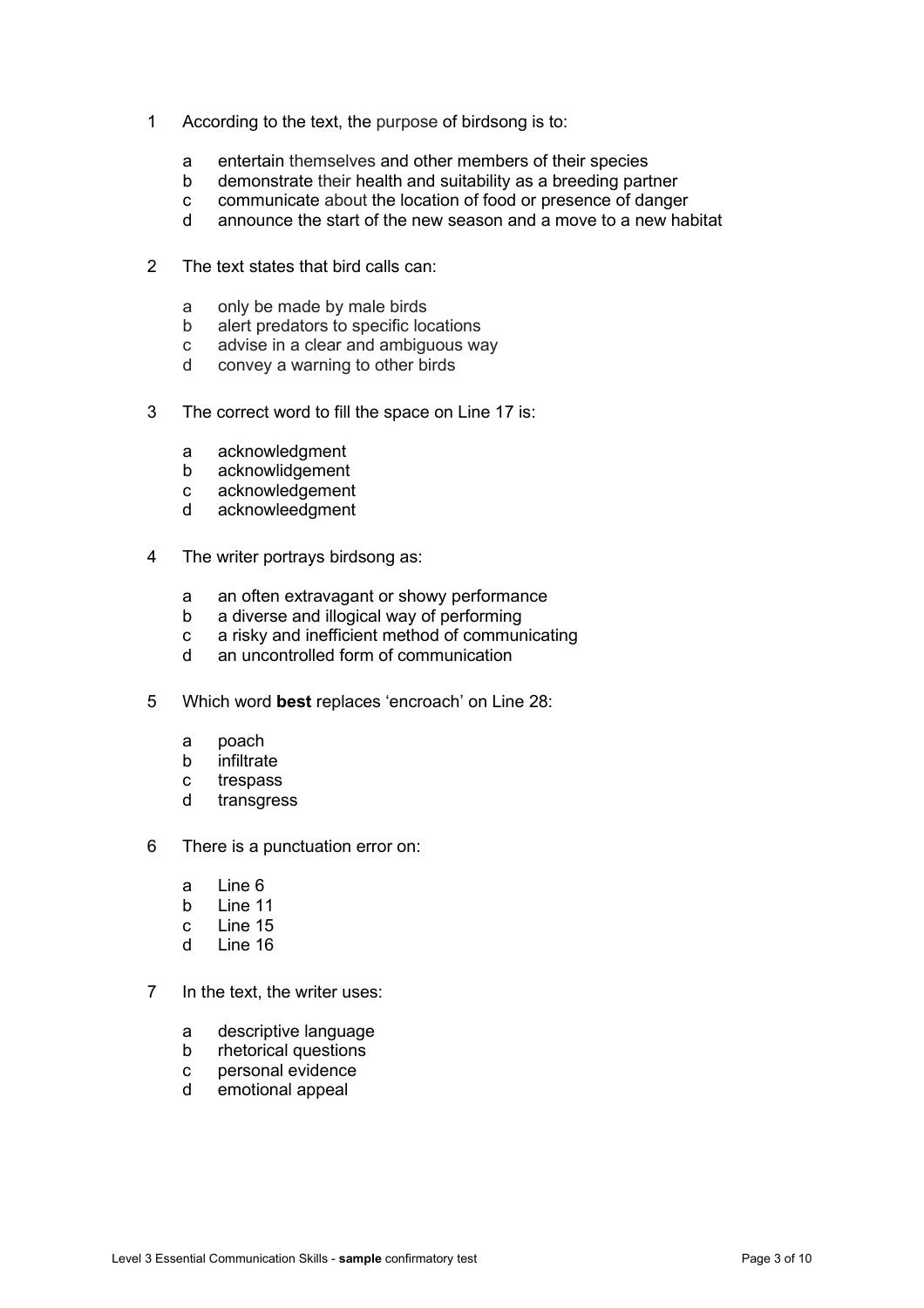1 According to the text, the purpose of birdsong is to:

- a entertain themselves and other members of their species
- b demonstrate their health and suitability as a breeding partner
- c communicate about the location of food or presence of danger
- d announce the start of the new season and a move to a new habitat

2 The text states that bird calls can:

- a only be made by male birds
- b alert predators to specific locations
- c advise in a clear and ambiguous way
- d convey a warning to other birds

3 The correct word to fill the space on Line 17 is:

- a acknowledgment
- b acknowlidgement
- c acknowledgement
- d acknowleedgment

4 The writer portrays birdsong as:

- a an often extravagant or showy performance
- b a diverse and illogical way of performing
- c a risky and inefficient method of communicating
- d an uncontrolled form of communication

5 Which word **best** replaces 'encroach' on Line 28:

- a poach
- b infiltrate
- c trespass
- d transgress

6 There is a punctuation error on:

- a Line 6
- b Line 11
- c Line 15
- d Line 16

7 In the text, the writer uses:

- a descriptive language
- b rhetorical questions
- c personal evidence
- d emotional appeal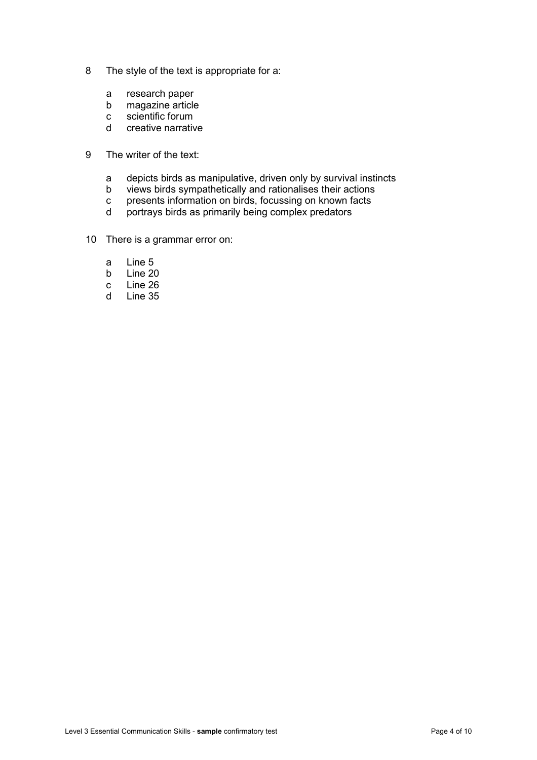8 The style of the text is appropriate for a:

- a research paper
- b magazine article
- c scientific forum
- d creative narrative

9 The writer of the text:

- a depicts birds as manipulative, driven only by survival instincts
- b views birds sympathetically and rationalises their actions
- c presents information on birds, focussing on known facts
- d portrays birds as primarily being complex predators

10 There is a grammar error on:

- a Line 5
- b Line 20
- c Line 26
- d Line 35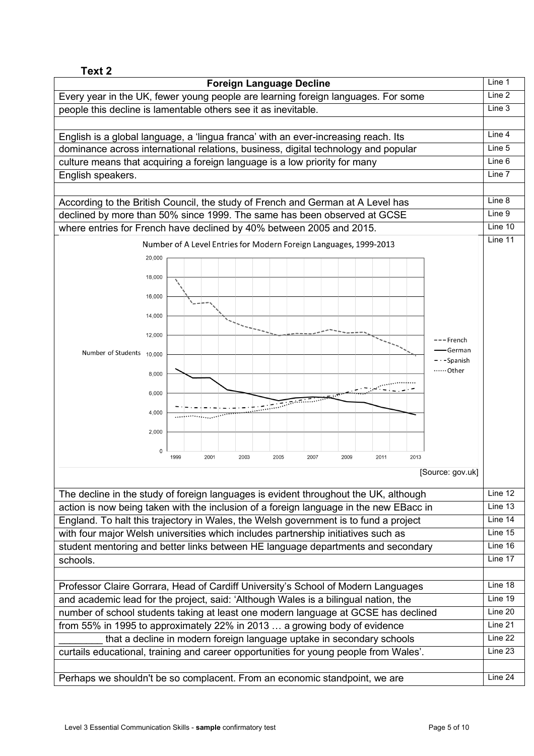**Text 2**

| Foreign Language Decline | Line 1 |
|---|---|
| Every year in the UK, fewer young people are learning foreign languages. For some | Line 2 |
| people this decline is lamentable others see it as inevitable. | Line 3 |
| | |
| English is a global language, a 'lingua franca' with an ever-increasing reach. Its | Line 4 |
| dominance across international relations, business, digital technology and popular | Line 5 |
| culture means that acquiring a foreign language is a low priority for many | Line 6 |
| English speakers. | Line 7 |
| | |
| According to the British Council, the study of French and German at A Level has | Line 8 |
| declined by more than 50% since 1999. The same has been observed at GCSE | Line 9 |
| where entries for French have declined by 40% between 2005 and 2015. | Line 10 |
| Number of A Level Entries for Modern Foreign Languages, 1999-2013 [chart: Number of Students vs year, 1999–2013; series: French, German, Spanish, Other] [Source: gov.uk] | Line 11 |
| The decline in the study of foreign languages is evident throughout the UK, although | Line 12 |
| action is now being taken with the inclusion of a foreign language in the new EBacc in | Line 13 |
| England. To halt this trajectory in Wales, the Welsh government is to fund a project | Line 14 |
| with four major Welsh universities which includes partnership initiatives such as | Line 15 |
| student mentoring and better links between HE language departments and secondary | Line 16 |
| schools. | Line 17 |
| | |
| Professor Claire Gorrara, Head of Cardiff University's School of Modern Languages | Line 18 |
| and academic lead for the project, said: 'Although Wales is a bilingual nation, the | Line 19 |
| number of school students taking at least one modern language at GCSE has declined | Line 20 |
| from 55% in 1995 to approximately 22% in 2013 … a growing body of evidence | Line 21 |
| ________ that a decline in modern foreign language uptake in secondary schools | Line 22 |
| curtails educational, training and career opportunities for young people from Wales'. | Line 23 |
| | |
| Perhaps we shouldn't be so complacent. From an economic standpoint, we are | Line 24 |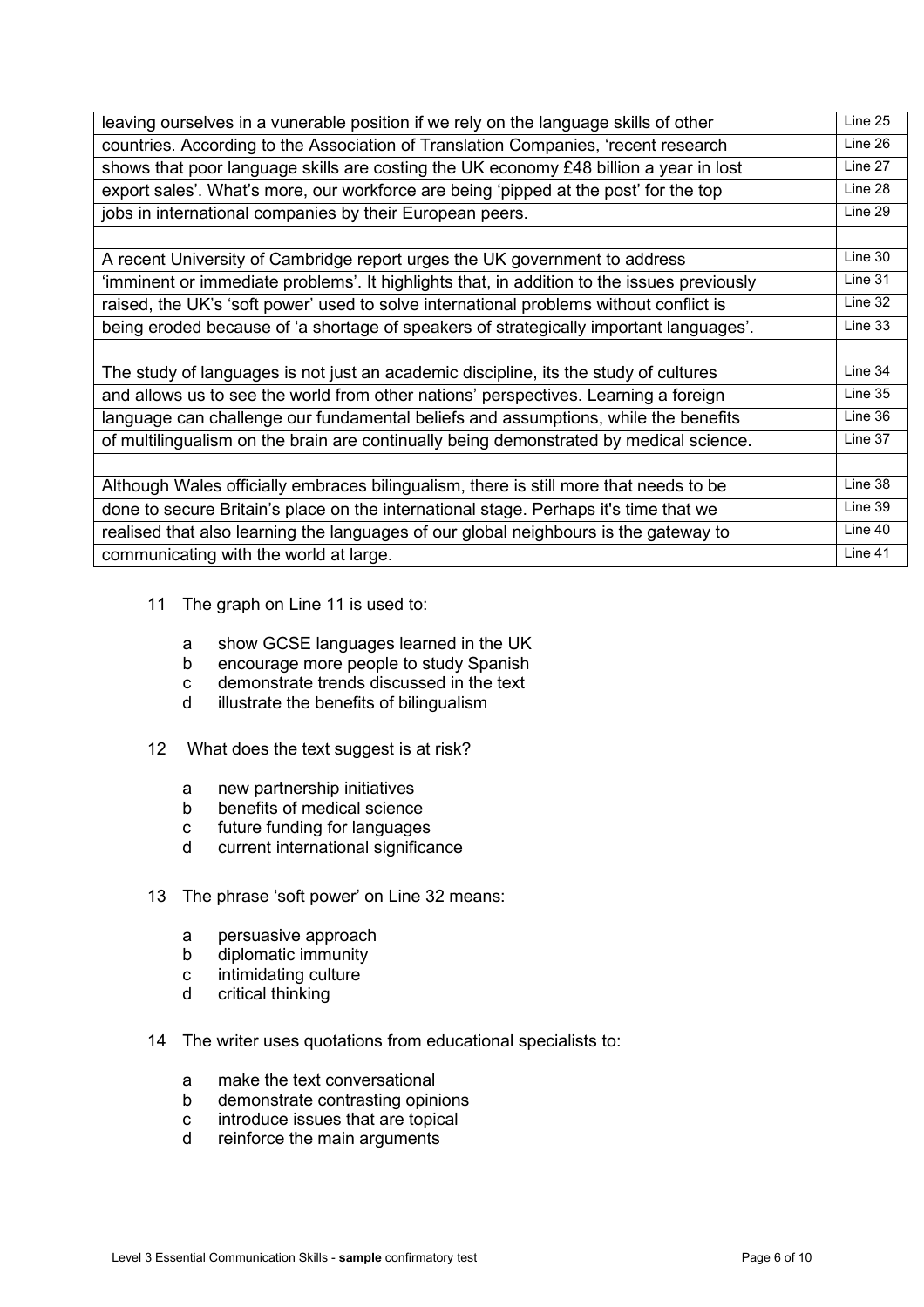| | |
|---|---|
| leaving ourselves in a vunerable position if we rely on the language skills of other | Line 25 |
| countries. According to the Association of Translation Companies, 'recent research | Line 26 |
| shows that poor language skills are costing the UK economy £48 billion a year in lost | Line 27 |
| export sales'. What's more, our workforce are being 'pipped at the post' for the top | Line 28 |
| jobs in international companies by their European peers. | Line 29 |
| | |
| A recent University of Cambridge report urges the UK government to address | Line 30 |
| 'imminent or immediate problems'. It highlights that, in addition to the issues previously | Line 31 |
| raised, the UK's 'soft power' used to solve international problems without conflict is | Line 32 |
| being eroded because of 'a shortage of speakers of strategically important languages'. | Line 33 |
| | |
| The study of languages is not just an academic discipline, its the study of cultures | Line 34 |
| and allows us to see the world from other nations' perspectives. Learning a foreign | Line 35 |
| language can challenge our fundamental beliefs and assumptions, while the benefits | Line 36 |
| of multilingualism on the brain are continually being demonstrated by medical science. | Line 37 |
| | |
| Although Wales officially embraces bilingualism, there is still more that needs to be | Line 38 |
| done to secure Britain's place on the international stage. Perhaps it's time that we | Line 39 |
| realised that also learning the languages of our global neighbours is the gateway to | Line 40 |
| communicating with the world at large. | Line 41 |

11 The graph on Line 11 is used to:

- a show GCSE languages learned in the UK
- b encourage more people to study Spanish
- c demonstrate trends discussed in the text
- d illustrate the benefits of bilingualism

12 What does the text suggest is at risk?

- a new partnership initiatives
- b benefits of medical science
- c future funding for languages
- d current international significance

13 The phrase 'soft power' on Line 32 means:

- a persuasive approach
- b diplomatic immunity
- c intimidating culture
- d critical thinking

14 The writer uses quotations from educational specialists to:

- a make the text conversational
- b demonstrate contrasting opinions
- c introduce issues that are topical
- d reinforce the main arguments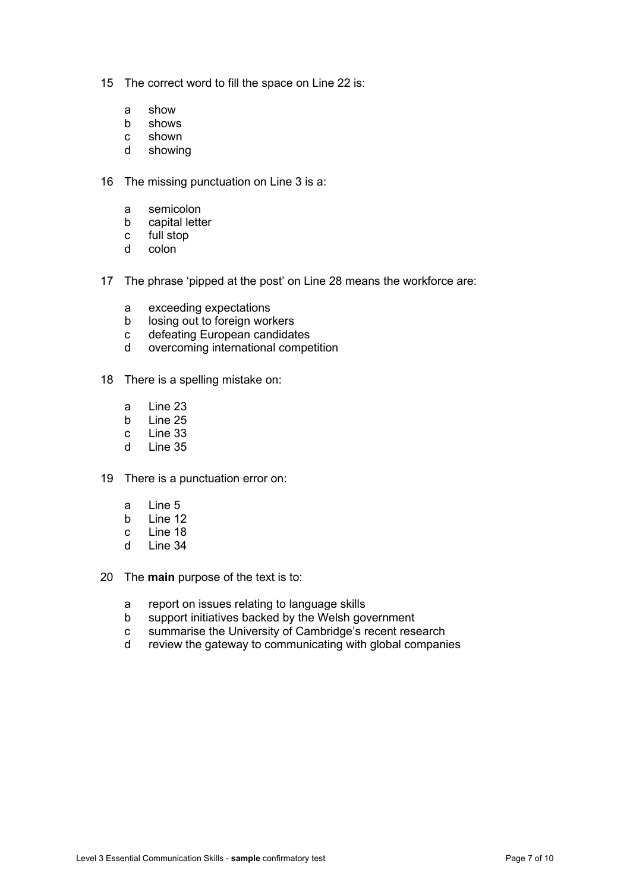15 The correct word to fill the space on Line 22 is:

- a show
- b shows
- c shown
- d showing

16 The missing punctuation on Line 3 is a:

- a semicolon
- b capital letter
- c full stop
- d colon

17 The phrase 'pipped at the post' on Line 28 means the workforce are:

- a exceeding expectations
- b losing out to foreign workers
- c defeating European candidates
- d overcoming international competition

18 There is a spelling mistake on:

- a Line 23
- b Line 25
- c Line 33
- d Line 35

19 There is a punctuation error on:

- a Line 5
- b Line 12
- c Line 18
- d Line 34

20 The **main** purpose of the text is to:

- a report on issues relating to language skills
- b support initiatives backed by the Welsh government
- c summarise the University of Cambridge's recent research
- d review the gateway to communicating with global companies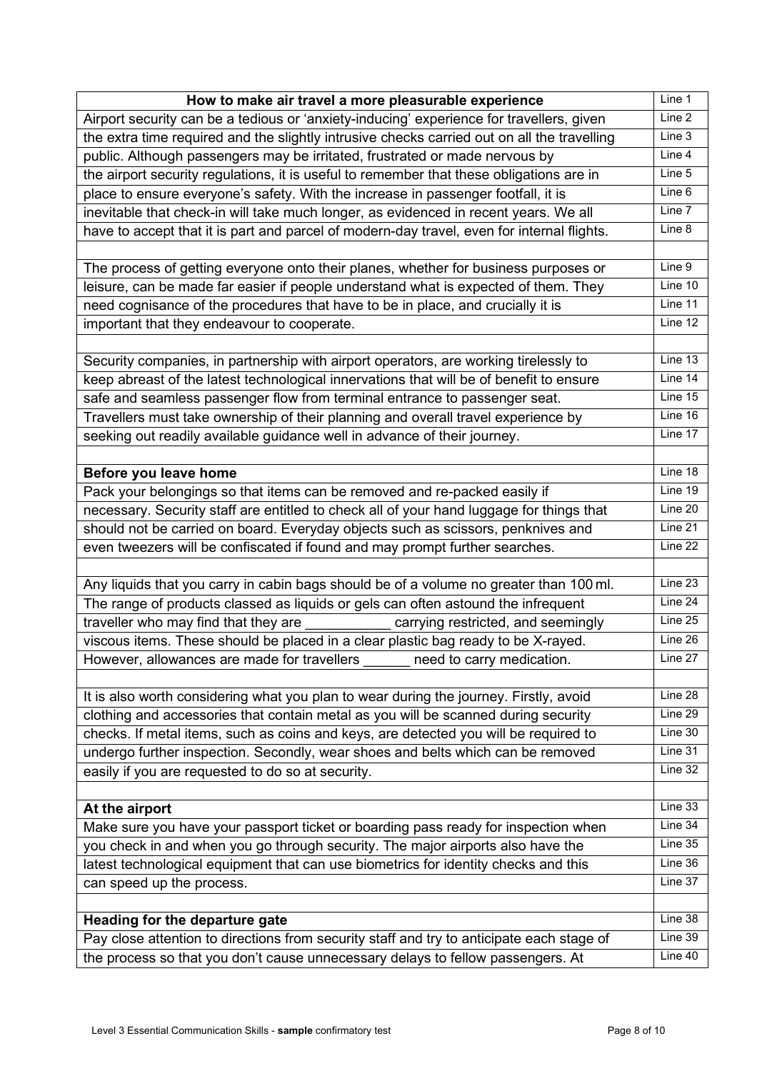| How to make air travel a more pleasurable experience | Line 1 |
|---|---|
| Airport security can be a tedious or 'anxiety-inducing' experience for travellers, given | Line 2 |
| the extra time required and the slightly intrusive checks carried out on all the travelling | Line 3 |
| public. Although passengers may be irritated, frustrated or made nervous by | Line 4 |
| the airport security regulations, it is useful to remember that these obligations are in | Line 5 |
| place to ensure everyone's safety. With the increase in passenger footfall, it is | Line 6 |
| inevitable that check-in will take much longer, as evidenced in recent years. We all | Line 7 |
| have to accept that it is part and parcel of modern-day travel, even for internal flights. | Line 8 |
| | |
| The process of getting everyone onto their planes, whether for business purposes or | Line 9 |
| leisure, can be made far easier if people understand what is expected of them. They | Line 10 |
| need cognisance of the procedures that have to be in place, and crucially it is | Line 11 |
| important that they endeavour to cooperate. | Line 12 |
| | |
| Security companies, in partnership with airport operators, are working tirelessly to | Line 13 |
| keep abreast of the latest technological innervations that will be of benefit to ensure | Line 14 |
| safe and seamless passenger flow from terminal entrance to passenger seat. | Line 15 |
| Travellers must take ownership of their planning and overall travel experience by | Line 16 |
| seeking out readily available guidance well in advance of their journey. | Line 17 |
| | |
| **Before you leave home** | Line 18 |
| Pack your belongings so that items can be removed and re-packed easily if | Line 19 |
| necessary. Security staff are entitled to check all of your hand luggage for things that | Line 20 |
| should not be carried on board. Everyday objects such as scissors, penknives and | Line 21 |
| even tweezers will be confiscated if found and may prompt further searches. | Line 22 |
| | |
| Any liquids that you carry in cabin bags should be of a volume no greater than 100 ml. | Line 23 |
| The range of products classed as liquids or gels can often astound the infrequent | Line 24 |
| traveller who may find that they are ___________ carrying restricted, and seemingly | Line 25 |
| viscous items. These should be placed in a clear plastic bag ready to be X-rayed. | Line 26 |
| However, allowances are made for travellers ______ need to carry medication. | Line 27 |
| | |
| It is also worth considering what you plan to wear during the journey. Firstly, avoid | Line 28 |
| clothing and accessories that contain metal as you will be scanned during security | Line 29 |
| checks. If metal items, such as coins and keys, are detected you will be required to | Line 30 |
| undergo further inspection. Secondly, wear shoes and belts which can be removed | Line 31 |
| easily if you are requested to do so at security. | Line 32 |
| | |
| **At the airport** | Line 33 |
| Make sure you have your passport ticket or boarding pass ready for inspection when | Line 34 |
| you check in and when you go through security. The major airports also have the | Line 35 |
| latest technological equipment that can use biometrics for identity checks and this | Line 36 |
| can speed up the process. | Line 37 |
| | |
| **Heading for the departure gate** | Line 38 |
| Pay close attention to directions from security staff and try to anticipate each stage of | Line 39 |
| the process so that you don't cause unnecessary delays to fellow passengers. At | Line 40 |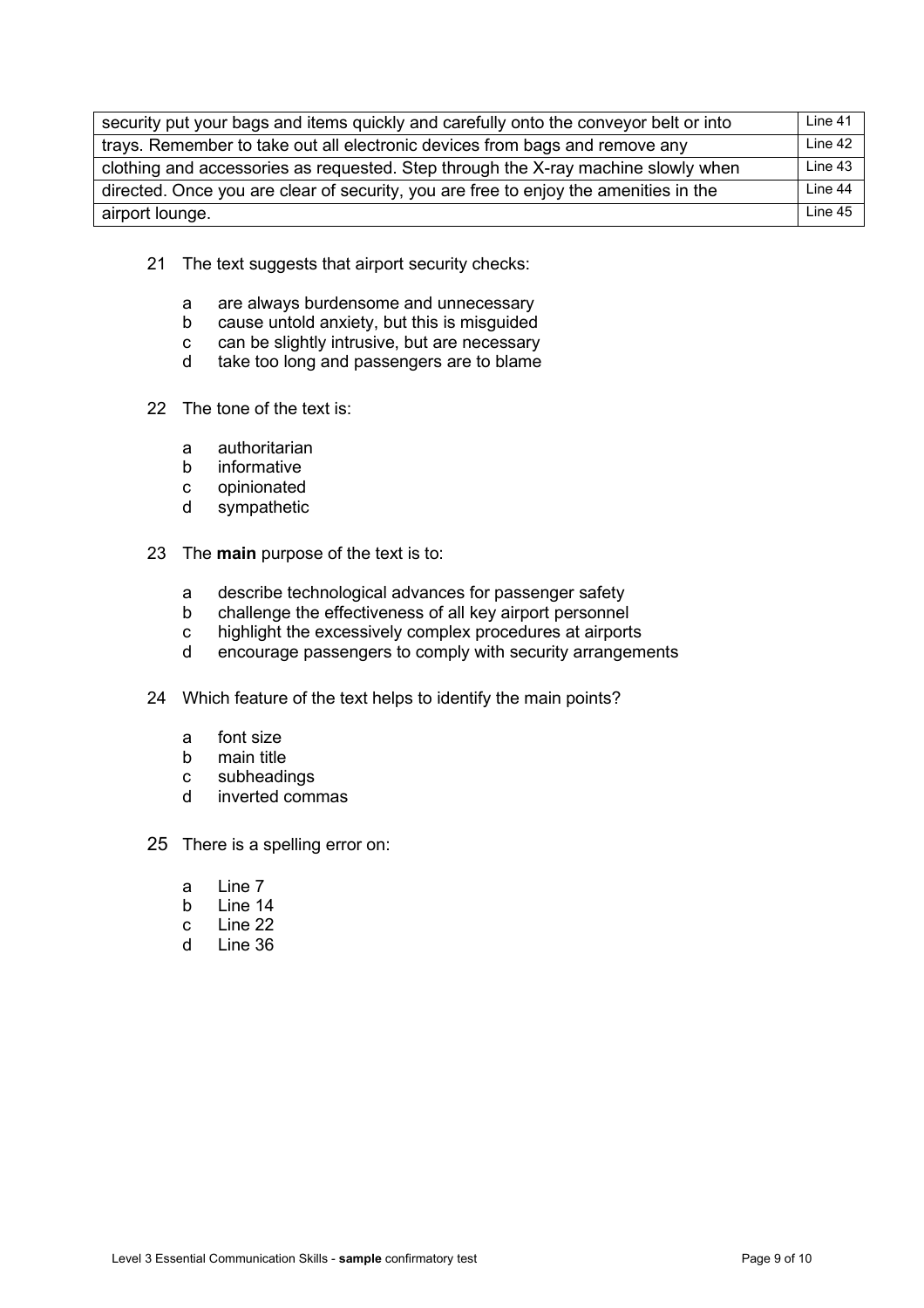| | |
|---|---|
| security put your bags and items quickly and carefully onto the conveyor belt or into | Line 41 |
| trays. Remember to take out all electronic devices from bags and remove any | Line 42 |
| clothing and accessories as requested. Step through the X-ray machine slowly when | Line 43 |
| directed. Once you are clear of security, you are free to enjoy the amenities in the | Line 44 |
| airport lounge. | Line 45 |

21 The text suggests that airport security checks:

a are always burdensome and unnecessary
b cause untold anxiety, but this is misguided
c can be slightly intrusive, but are necessary
d take too long and passengers are to blame

22 The tone of the text is:

a authoritarian
b informative
c opinionated
d sympathetic

23 The **main** purpose of the text is to:

a describe technological advances for passenger safety
b challenge the effectiveness of all key airport personnel
c highlight the excessively complex procedures at airports
d encourage passengers to comply with security arrangements

24 Which feature of the text helps to identify the main points?

a font size
b main title
c subheadings
d inverted commas

25 There is a spelling error on:

a Line 7
b Line 14
c Line 22
d Line 36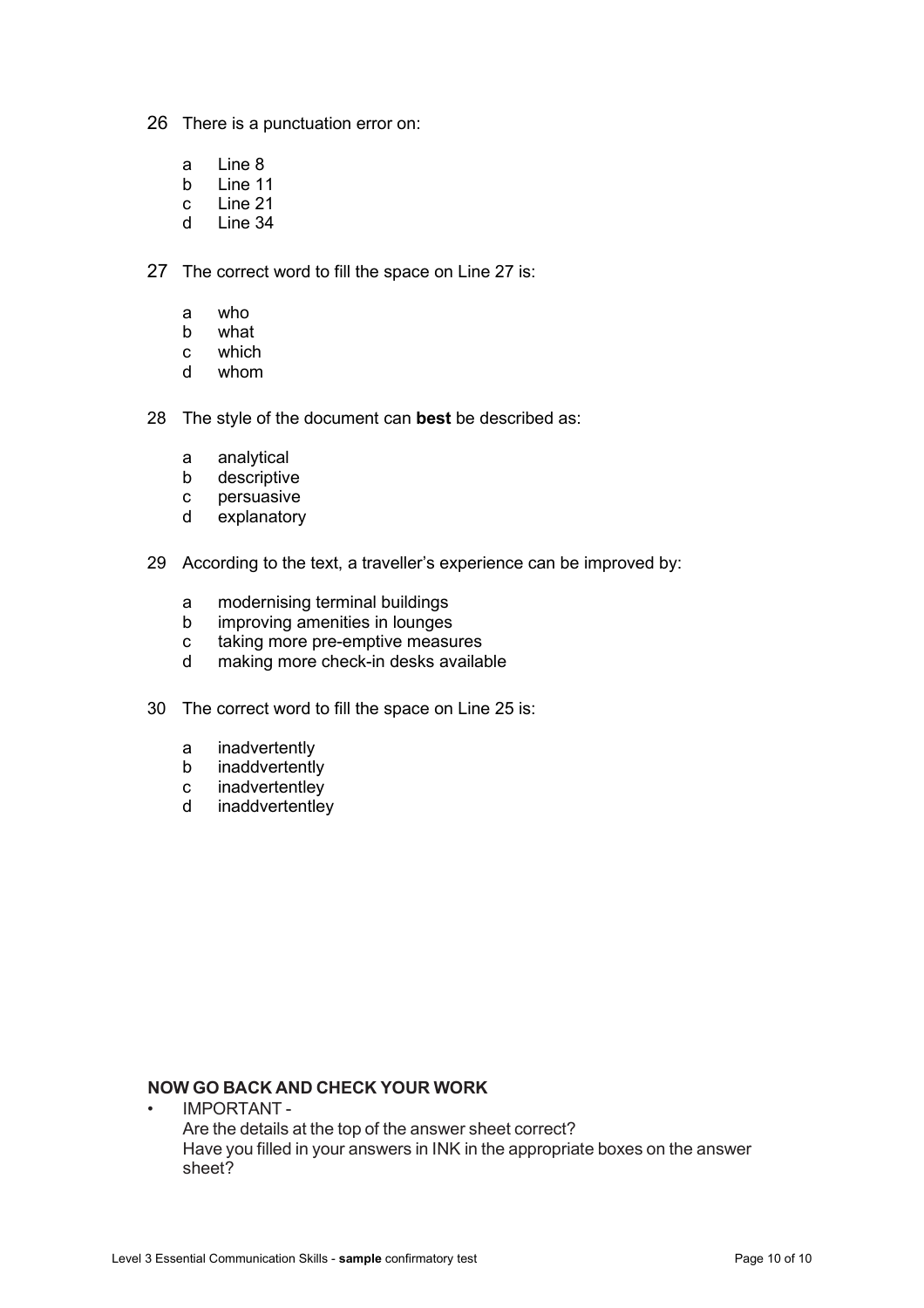26 There is a punctuation error on:

- a Line 8
- b Line 11
- c Line 21
- d Line 34

27 The correct word to fill the space on Line 27 is:

- a who
- b what
- c which
- d whom

28 The style of the document can **best** be described as:

- a analytical
- b descriptive
- c persuasive
- d explanatory

29 According to the text, a traveller's experience can be improved by:

- a modernising terminal buildings
- b improving amenities in lounges
- c taking more pre-emptive measures
- d making more check-in desks available

30 The correct word to fill the space on Line 25 is:

- a inadvertently
- b inaddvertently
- c inadvertentley
- d inaddvertentley

**NOW GO BACK AND CHECK YOUR WORK**

- IMPORTANT -
  Are the details at the top of the answer sheet correct?
  Have you filled in your answers in INK in the appropriate boxes on the answer sheet?